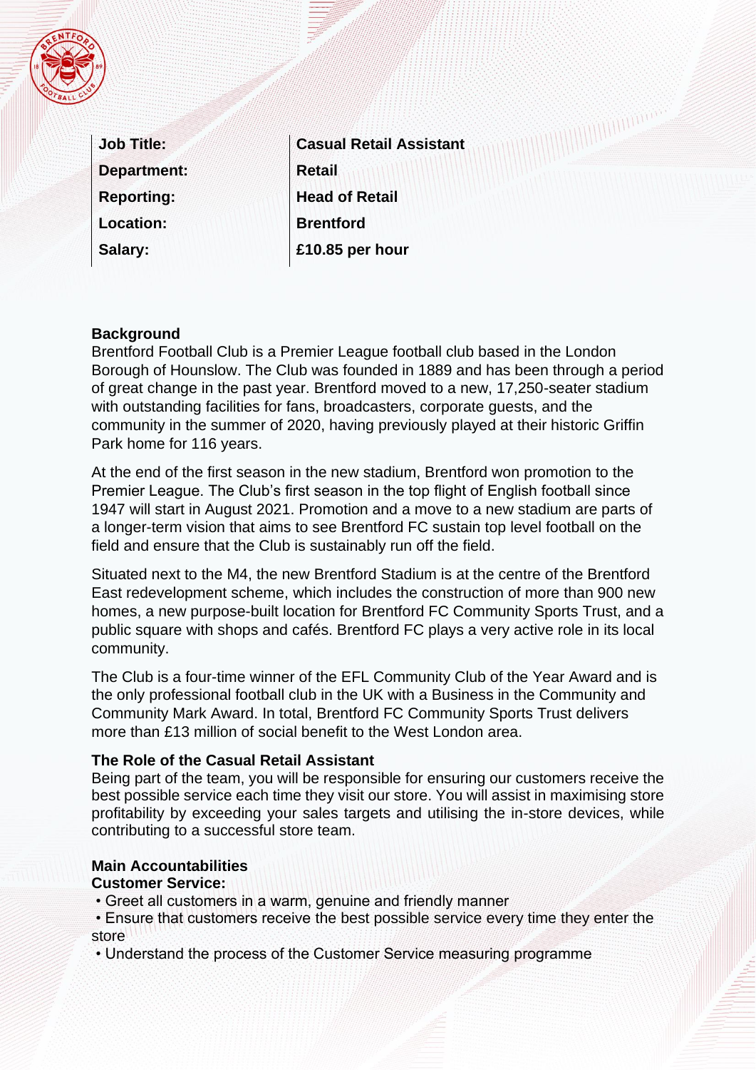| Job Title: | Casual Retail Assistant |
| --- | --- |
| Department: | Retail |
| Reporting: | Head of Retail |
| Location: | Brentford |
| Salary: | £10.85 per hour |

**Background**

Brentford Football Club is a Premier League football club based in the London Borough of Hounslow. The Club was founded in 1889 and has been through a period of great change in the past year. Brentford moved to a new, 17,250-seater stadium with outstanding facilities for fans, broadcasters, corporate guests, and the community in the summer of 2020, having previously played at their historic Griffin Park home for 116 years.

At the end of the first season in the new stadium, Brentford won promotion to the Premier League. The Club's first season in the top flight of English football since 1947 will start in August 2021. Promotion and a move to a new stadium are parts of a longer-term vision that aims to see Brentford FC sustain top level football on the field and ensure that the Club is sustainably run off the field.

Situated next to the M4, the new Brentford Stadium is at the centre of the Brentford East redevelopment scheme, which includes the construction of more than 900 new homes, a new purpose-built location for Brentford FC Community Sports Trust, and a public square with shops and cafés. Brentford FC plays a very active role in its local community.

The Club is a four-time winner of the EFL Community Club of the Year Award and is the only professional football club in the UK with a Business in the Community and Community Mark Award. In total, Brentford FC Community Sports Trust delivers more than £13 million of social benefit to the West London area.

**The Role of the Casual Retail Assistant**

Being part of the team, you will be responsible for ensuring our customers receive the best possible service each time they visit our store. You will assist in maximising store profitability by exceeding your sales targets and utilising the in-store devices, while contributing to a successful store team.

**Main Accountabilities**

**Customer Service:**

- Greet all customers in a warm, genuine and friendly manner
- Ensure that customers receive the best possible service every time they enter the store
- Understand the process of the Customer Service measuring programme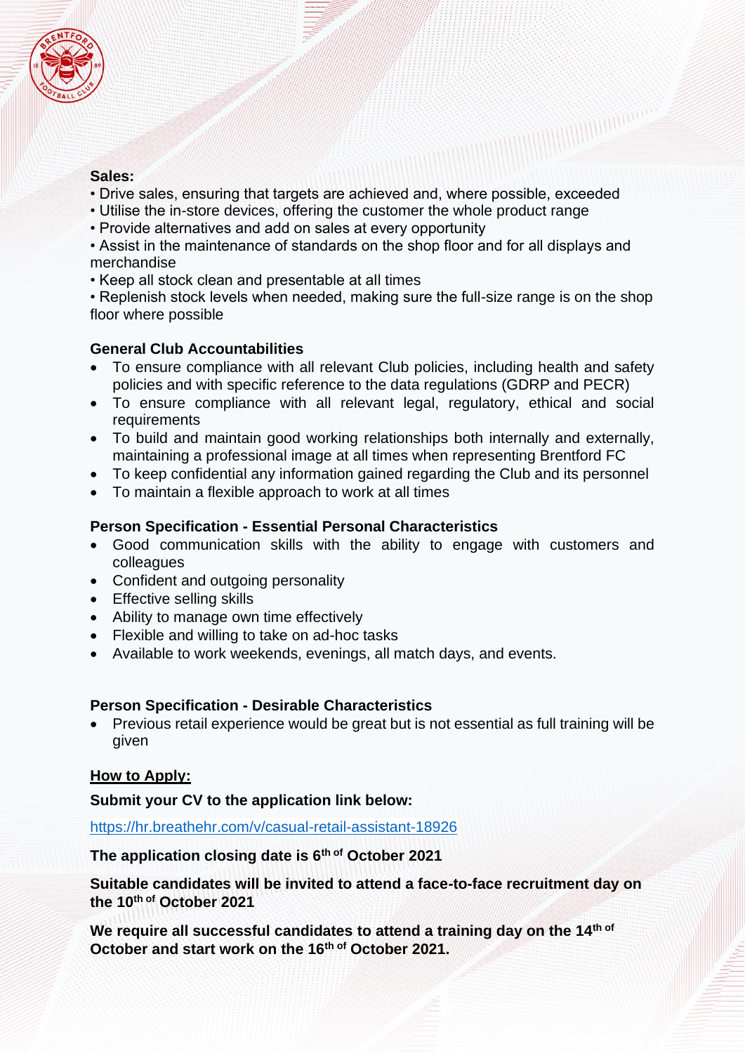**Sales:**

- Drive sales, ensuring that targets are achieved and, where possible, exceeded
- Utilise the in-store devices, offering the customer the whole product range
- Provide alternatives and add on sales at every opportunity
- Assist in the maintenance of standards on the shop floor and for all displays and merchandise
- Keep all stock clean and presentable at all times
- Replenish stock levels when needed, making sure the full-size range is on the shop floor where possible

**General Club Accountabilities**

- To ensure compliance with all relevant Club policies, including health and safety policies and with specific reference to the data regulations (GDRP and PECR)
- To ensure compliance with all relevant legal, regulatory, ethical and social requirements
- To build and maintain good working relationships both internally and externally, maintaining a professional image at all times when representing Brentford FC
- To keep confidential any information gained regarding the Club and its personnel
- To maintain a flexible approach to work at all times

**Person Specification - Essential Personal Characteristics**

- Good communication skills with the ability to engage with customers and colleagues
- Confident and outgoing personality
- Effective selling skills
- Ability to manage own time effectively
- Flexible and willing to take on ad-hoc tasks
- Available to work weekends, evenings, all match days, and events.

**Person Specification - Desirable Characteristics**

- Previous retail experience would be great but is not essential as full training will be given

**How to Apply:**

**Submit your CV to the application link below:**

https://hr.breathehr.com/v/casual-retail-assistant-18926

**The application closing date is 6th of October 2021**

**Suitable candidates will be invited to attend a face-to-face recruitment day on the 10th of October 2021**

**We require all successful candidates to attend a training day on the 14th of October and start work on the 16th of October 2021.**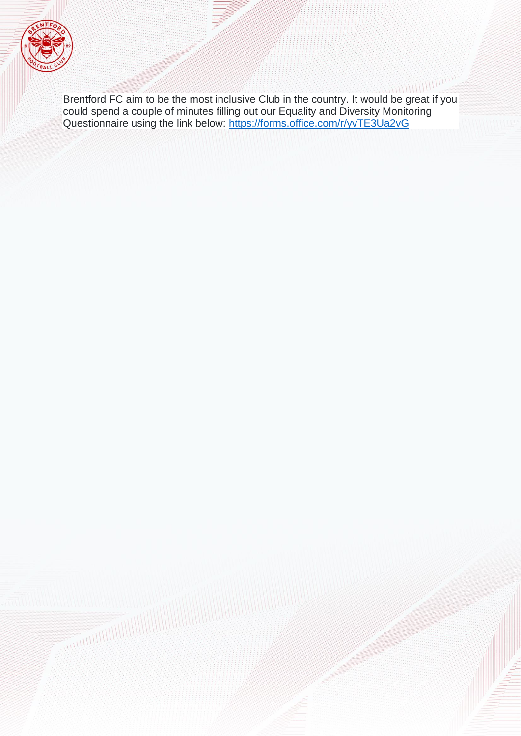Brentford FC aim to be the most inclusive Club in the country. It would be great if you could spend a couple of minutes filling out our Equality and Diversity Monitoring Questionnaire using the link below: https://forms.office.com/r/yvTE3Ua2vG